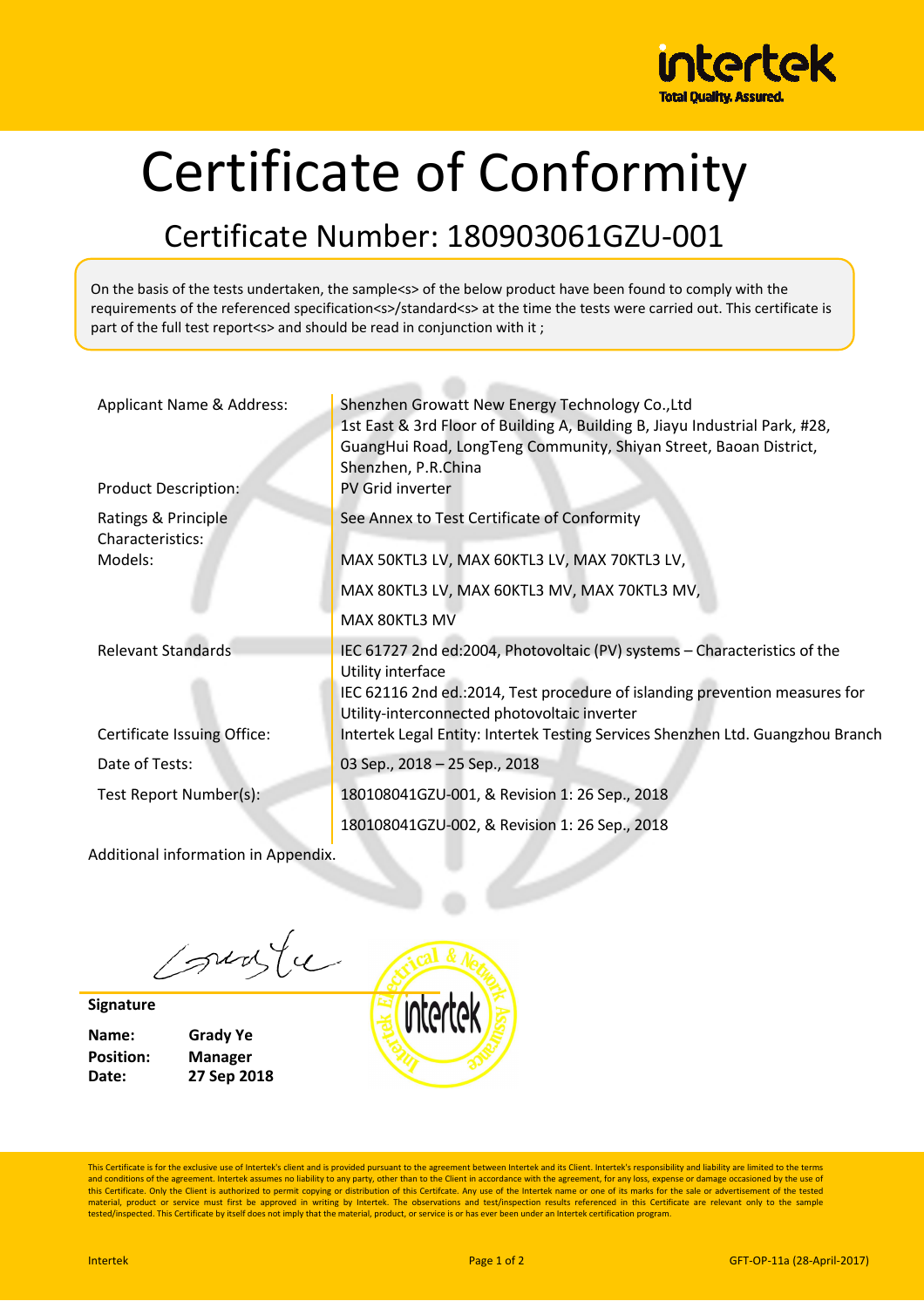# Certificate of Conformity

## Certificate Number: 180903061GZU-001

On the basis of the tests undertaken, the sample<s> of the below product have been found to comply with the requirements of the referenced specification<s>/standard<s> at the time the tests were carried out. This certificate is part of the full test report<s> and should be read in conjunction with it ;

| | |
|---|---|
| Applicant Name & Address: | Shenzhen Growatt New Energy Technology Co.,Ltd<br>1st East & 3rd Floor of Building A, Building B, Jiayu Industrial Park, #28, GuangHui Road, LongTeng Community, Shiyan Street, Baoan District, Shenzhen, P.R.China |
| Product Description: | PV Grid inverter |
| Ratings & Principle Characteristics: | See Annex to Test Certificate of Conformity |
| Models: | MAX 50KTL3 LV, MAX 60KTL3 LV, MAX 70KTL3 LV,<br>MAX 80KTL3 LV, MAX 60KTL3 MV, MAX 70KTL3 MV,<br>MAX 80KTL3 MV |
| Relevant Standards | IEC 61727 2nd ed:2004, Photovoltaic (PV) systems – Characteristics of the Utility interface<br>IEC 62116 2nd ed.:2014, Test procedure of islanding prevention measures for Utility-interconnected photovoltaic inverter |
| Certificate Issuing Office: | Intertek Legal Entity: Intertek Testing Services Shenzhen Ltd. Guangzhou Branch |
| Date of Tests: | 03 Sep., 2018 – 25 Sep., 2018 |
| Test Report Number(s): | 180108041GZU-001, & Revision 1: 26 Sep., 2018<br>180108041GZU-002, & Revision 1: 26 Sep., 2018 |

Additional information in Appendix.

**Signature**

**Name:** **Grady Ye**
**Position:** **Manager**
**Date:** **27 Sep 2018**

Intertek Electrical & Network Assurance

This Certificate is for the exclusive use of Intertek's client and is provided pursuant to the agreement between Intertek and its Client. Intertek's responsibility and liability are limited to the terms and conditions of the agreement. Intertek assumes no liability to any party, other than to the Client in accordance with the agreement, for any loss, expense or damage occasioned by the use of this Certificate. Only the Client is authorized to permit copying or distribution of this Certifcate. Any use of the Intertek name or one of its marks for the sale or advertisement of the tested material, product or service must first be approved in writing by Intertek. The observations and test/inspection results referenced in this Certificate are relevant only to the sample tested/inspected. This Certificate by itself does not imply that the material, product, or service is or has ever been under an Intertek certification program.

GFT-OP-11a (28-April-2017)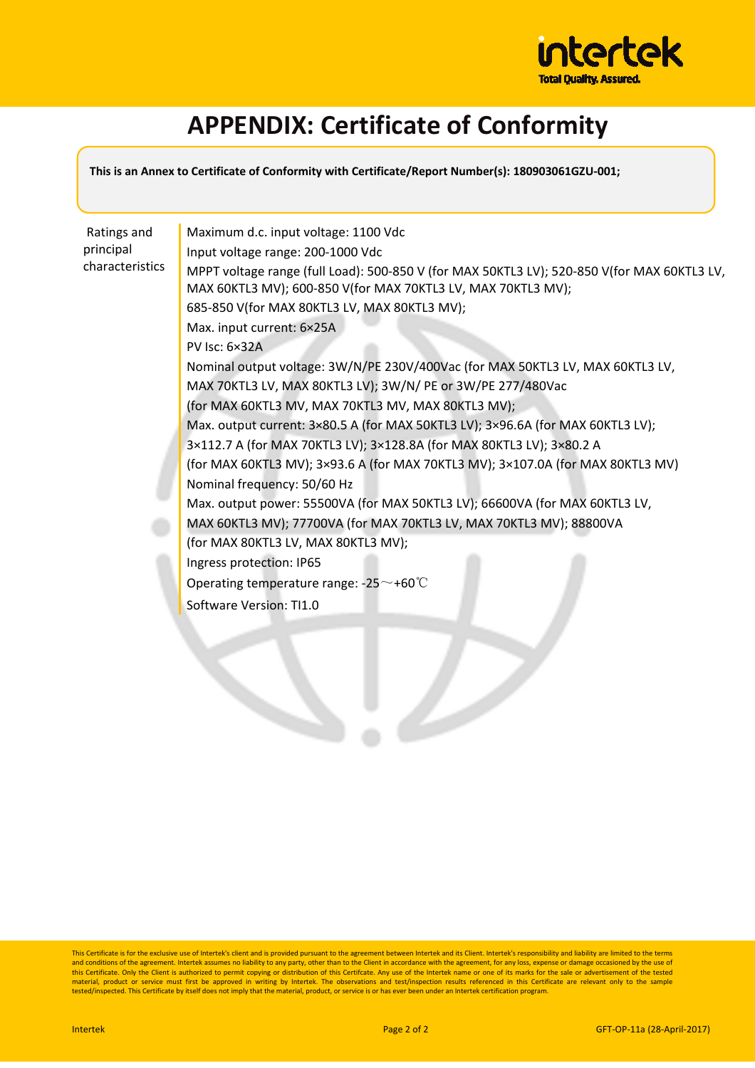# APPENDIX: Certificate of Conformity

**This is an Annex to Certificate of Conformity with Certificate/Report Number(s): 180903061GZU-001;**

| | |
|---|---|
| Ratings and principal characteristics | Maximum d.c. input voltage: 1100 Vdc<br>Input voltage range: 200-1000 Vdc<br>MPPT voltage range (full Load): 500-850 V (for MAX 50KTL3 LV); 520-850 V(for MAX 60KTL3 LV, MAX 60KTL3 MV); 600-850 V(for MAX 70KTL3 LV, MAX 70KTL3 MV);<br>685-850 V(for MAX 80KTL3 LV, MAX 80KTL3 MV);<br>Max. input current: 6×25A<br>PV Isc: 6×32A<br>Nominal output voltage: 3W/N/PE 230V/400Vac (for MAX 50KTL3 LV, MAX 60KTL3 LV, MAX 70KTL3 LV, MAX 80KTL3 LV); 3W/N/ PE or 3W/PE 277/480Vac<br>(for MAX 60KTL3 MV, MAX 70KTL3 MV, MAX 80KTL3 MV);<br>Max. output current: 3×80.5 A (for MAX 50KTL3 LV); 3×96.6A (for MAX 60KTL3 LV);<br>3×112.7 A (for MAX 70KTL3 LV); 3×128.8A (for MAX 80KTL3 LV); 3×80.2 A<br>(for MAX 60KTL3 MV); 3×93.6 A (for MAX 70KTL3 MV); 3×107.0A (for MAX 80KTL3 MV)<br>Nominal frequency: 50/60 Hz<br>Max. output power: 55500VA (for MAX 50KTL3 LV); 66600VA (for MAX 60KTL3 LV, MAX 60KTL3 MV); 77700VA (for MAX 70KTL3 LV, MAX 70KTL3 MV); 88800VA<br>(for MAX 80KTL3 LV, MAX 80KTL3 MV);<br>Ingress protection: IP65<br>Operating temperature range: -25～+60℃<br>Software Version: TI1.0 |

This Certificate is for the exclusive use of Intertek's client and is provided pursuant to the agreement between Intertek and its Client. Intertek's responsibility and liability are limited to the terms and conditions of the agreement. Intertek assumes no liability to any party, other than to the Client in accordance with the agreement, for any loss, expense or damage occasioned by the use of this Certificate. Only the Client is authorized to permit copying or distribution of this Certifcate. Any use of the Intertek name or one of its marks for the sale or advertisement of the tested material, product or service must first be approved in writing by Intertek. The observations and test/inspection results referenced in this Certificate are relevant only to the sample tested/inspected. This Certificate by itself does not imply that the material, product, or service is or has ever been under an Intertek certification program.

Intertek GFT-OP-11a (28-April-2017)